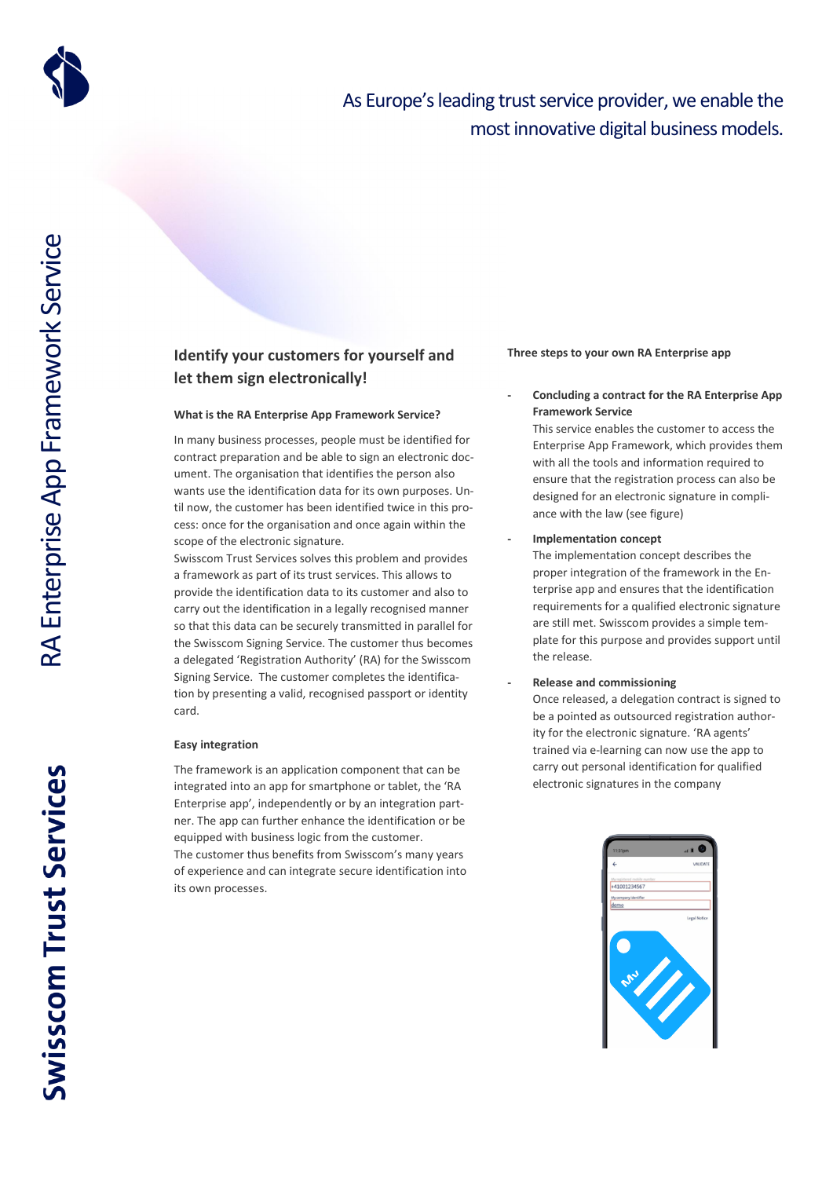Swisscom Trust Services

RA Enterprise App Framework Service

As Europe's leading trust service provider, we enable the most innovative digital business models.

## Identify your customers for yourself and let them sign electronically!

### What is the RA Enterprise App Framework Service?

In many business processes, people must be identified for contract preparation and be able to sign an electronic document. The organisation that identifies the person also wants use the identification data for its own purposes. Until now, the customer has been identified twice in this process: once for the organisation and once again within the scope of the electronic signature.
Swisscom Trust Services solves this problem and provides a framework as part of its trust services. This allows to provide the identification data to its customer and also to carry out the identification in a legally recognised manner so that this data can be securely transmitted in parallel for the Swisscom Signing Service. The customer thus becomes a delegated 'Registration Authority' (RA) for the Swisscom Signing Service. The customer completes the identification by presenting a valid, recognised passport or identity card.

### Easy integration

The framework is an application component that can be integrated into an app for smartphone or tablet, the 'RA Enterprise app', independently or by an integration partner. The app can further enhance the identification or be equipped with business logic from the customer.
The customer thus benefits from Swisscom's many years of experience and can integrate secure identification into its own processes.

### Three steps to your own RA Enterprise app

- **Concluding a contract for the RA Enterprise App Framework Service**
  This service enables the customer to access the Enterprise App Framework, which provides them with all the tools and information required to ensure that the registration process can also be designed for an electronic signature in compliance with the law (see figure)
- **Implementation concept**
  The implementation concept describes the proper integration of the framework in the Enterprise app and ensures that the identification requirements for a qualified electronic signature are still met. Swisscom provides a simple template for this purpose and provides support until the release.
- **Release and commissioning**
  Once released, a delegation contract is signed to be a pointed as outsourced registration authority for the electronic signature. 'RA agents' trained via e-learning can now use the app to carry out personal identification for qualified electronic signatures in the company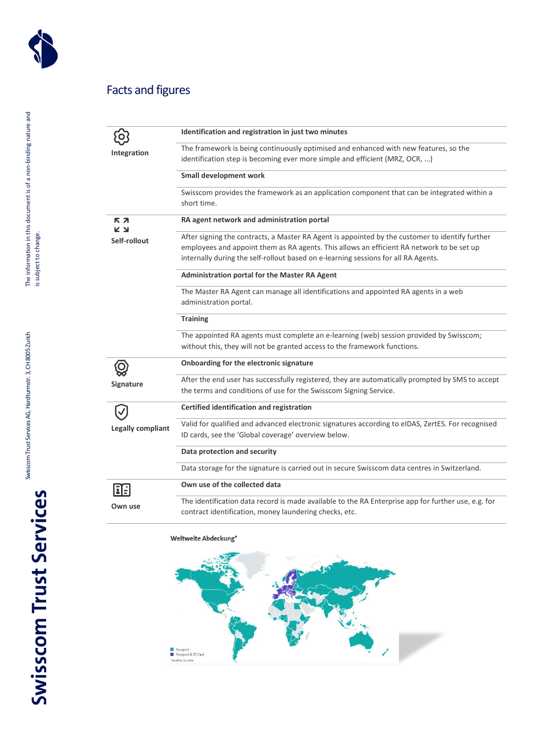# Facts and figures

| | |
|---|---|
| **Integration** | **Identification and registration in just two minutes** |
| | The framework is being continuously optimised and enhanced with new features, so the identification step is becoming ever more simple and efficient (MRZ, OCR, ...) |
| | **Small development work** |
| | Swisscom provides the framework as an application component that can be integrated within a short time. |
| **Self-rollout** | **RA agent network and administration portal** |
| | After signing the contracts, a Master RA Agent is appointed by the customer to identify further employees and appoint them as RA agents. This allows an efficient RA network to be set up internally during the self-rollout based on e-learning sessions for all RA Agents. |
| | **Administration portal for the Master RA Agent** |
| | The Master RA Agent can manage all identifications and appointed RA agents in a web administration portal. |
| | **Training** |
| | The appointed RA agents must complete an e-learning (web) session provided by Swisscom; without this, they will not be granted access to the framework functions. |
| **Signature** | **Onboarding for the electronic signature** |
| | After the end user has successfully registered, they are automatically prompted by SMS to accept the terms and conditions of use for the Swisscom Signing Service. |
| **Legally compliant** | **Certified identification and registration** |
| | Valid for qualified and advanced electronic signatures according to eIDAS, ZertES. For recognised ID cards, see the 'Global coverage' overview below. |
| | **Data protection and security** |
| | Data storage for the signature is carried out in secure Swisscom data centres in Switzerland. |
| **Own use** | **Own use of the collected data** |
| | The identification data record is made available to the RA Enterprise app for further use, e.g. for contract identification, money laundering checks, etc. |

Weltweite Abdeckung*

Passport

Passport & ID Card

* AesFOG-11-2019